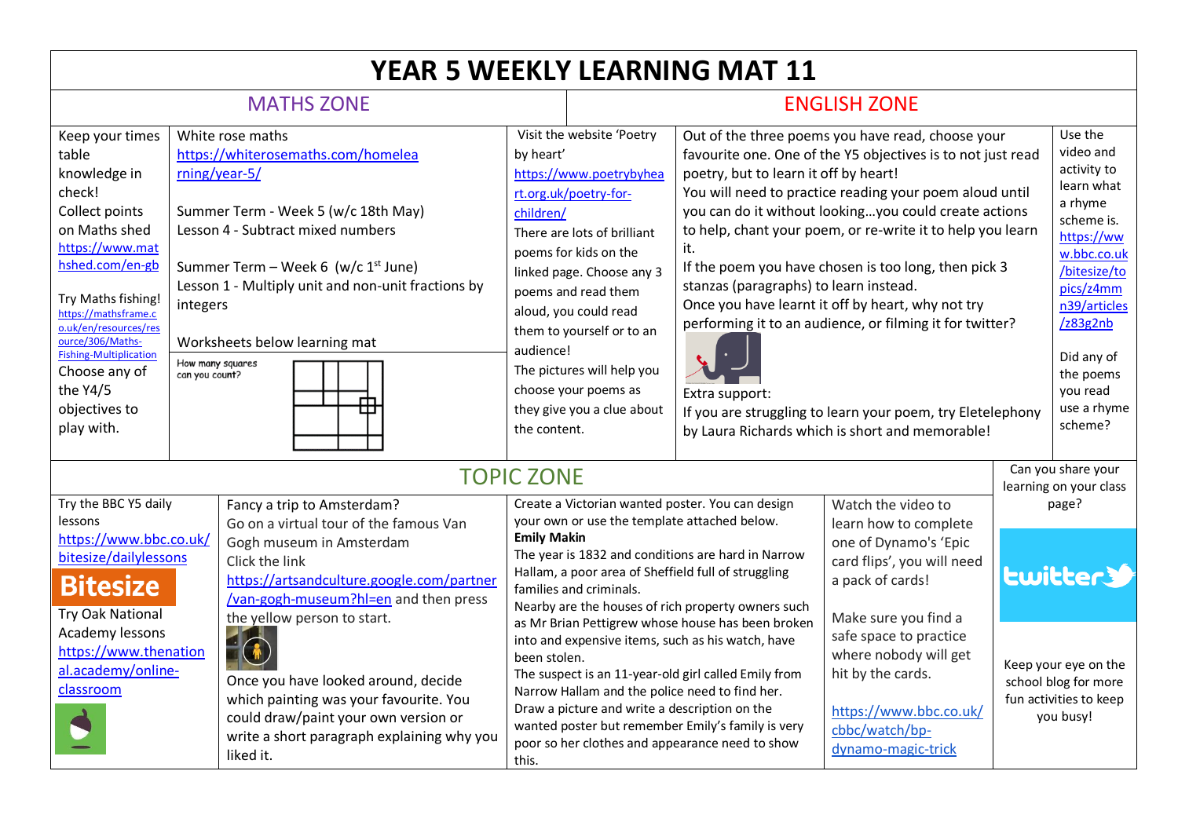# YEAR 5 WEEKLY LEARNING MAT 11

## MATHS ZONE

Keep your times table knowledge in check!
Collect points on Maths shed
https://www.mathshed.com/en-gb

Try Maths fishing!
https://mathsframe.co.uk/en/resources/resource/306/Maths-Fishing-Multiplication
Choose any of the Y4/5 objectives to play with.

White rose maths
https://whiterosemaths.com/homelearning/year-5/

Summer Term - Week 5 (w/c 18th May)
Lesson 4 - Subtract mixed numbers

Summer Term – Week 6 (w/c 1st June)
Lesson 1 - Multiply unit and non-unit fractions by integers

Worksheets below learning mat

How many squares can you count?

## ENGLISH ZONE

Visit the website 'Poetry by heart'
https://www.poetrybyheart.org.uk/poetry-for-children/
There are lots of brilliant poems for kids on the linked page. Choose any 3 poems and read them aloud, you could read them to yourself or to an audience!
The pictures will help you choose your poems as they give you a clue about the content.

Out of the three poems you have read, choose your favourite one. One of the Y5 objectives is to not just read poetry, but to learn it off by heart!
You will need to practice reading your poem aloud until you can do it without looking…you could create actions to help, chant your poem, or re-write it to help you learn it.
If the poem you have chosen is too long, then pick 3 stanzas (paragraphs) to learn instead.
Once you have learnt it off by heart, why not try performing it to an audience, or filming it for twitter?

Extra support:
If you are struggling to learn your poem, try Eletelephony by Laura Richards which is short and memorable!

Use the video and activity to learn what a rhyme scheme is.
https://www.bbc.co.uk/bitesize/topics/z4mmn39/articles/z83g2nb

Did any of the poems you read use a rhyme scheme?

## TOPIC ZONE

Try the BBC Y5 daily lessons
https://www.bbc.co.uk/bitesize/dailylessons

Bitesize

Try Oak National Academy lessons
https://www.thenational.academy/online-classroom

Fancy a trip to Amsterdam?
Go on a virtual tour of the famous Van Gogh museum in Amsterdam
Click the link
https://artsandculture.google.com/partner/van-gogh-museum?hl=en and then press the yellow person to start.

Once you have looked around, decide which painting was your favourite. You could draw/paint your own version or write a short paragraph explaining why you liked it.

Create a Victorian wanted poster. You can design your own or use the template attached below.
**Emily Makin**
The year is 1832 and conditions are hard in Narrow Hallam, a poor area of Sheffield full of struggling families and criminals.
Nearby are the houses of rich property owners such as Mr Brian Pettigrew whose house has been broken into and expensive items, such as his watch, have been stolen.
The suspect is an 11-year-old girl called Emily from Narrow Hallam and the police need to find her.
Draw a picture and write a description on the wanted poster but remember Emily's family is very poor so her clothes and appearance need to show this.

Watch the video to learn how to complete one of Dynamo's 'Epic card flips', you will need a pack of cards!

Make sure you find a safe space to practice where nobody will get hit by the cards.

https://www.bbc.co.uk/cbbc/watch/bp-dynamo-magic-trick

Can you share your learning on your class page?

twitter

Keep your eye on the school blog for more fun activities to keep you busy!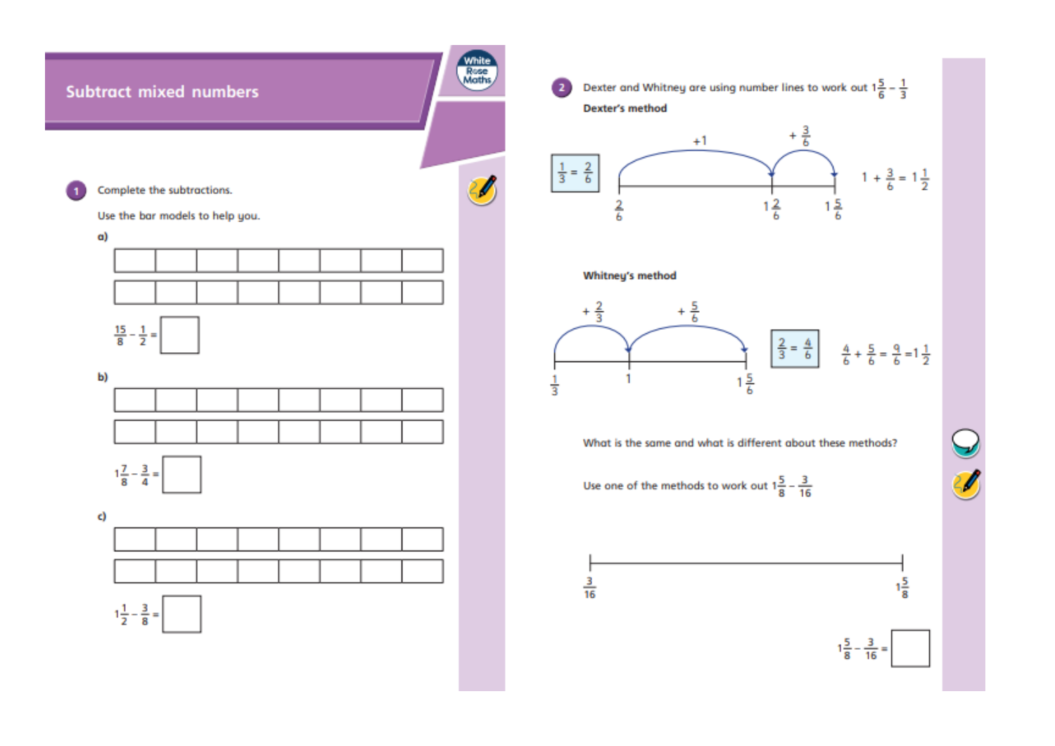# Subtract mixed numbers

**1** Complete the subtractions.

Use the bar models to help you.

a)

$\frac{15}{8} - \frac{1}{2} =$ ☐

b)

$1\frac{7}{8} - \frac{3}{4} =$ ☐

c)

$1\frac{1}{2} - \frac{3}{8} =$ ☐

**2** Dexter and Whitney are using number lines to work out $1\frac{5}{6} - \frac{1}{3}$

**Dexter's method**

$\frac{1}{3} = \frac{2}{6}$

$+1$ $\quad + \frac{3}{6}$

$\frac{2}{6}$ $\quad 1\frac{2}{6}$ $\quad 1\frac{5}{6}$

$1 + \frac{3}{6} = 1\frac{1}{2}$

**Whitney's method**

$+ \frac{2}{3}$ $\quad + \frac{5}{6}$

$\frac{1}{3}$ $\quad 1$ $\quad 1\frac{5}{6}$

$\frac{2}{3} = \frac{4}{6}$

$\frac{4}{6} + \frac{5}{6} = \frac{9}{6} = 1\frac{1}{2}$

What is the same and what is different about these methods?

Use one of the methods to work out $1\frac{5}{8} - \frac{3}{16}$

$\frac{3}{16}$ $\quad 1\frac{5}{8}$

$1\frac{5}{8} - \frac{3}{16} =$ ☐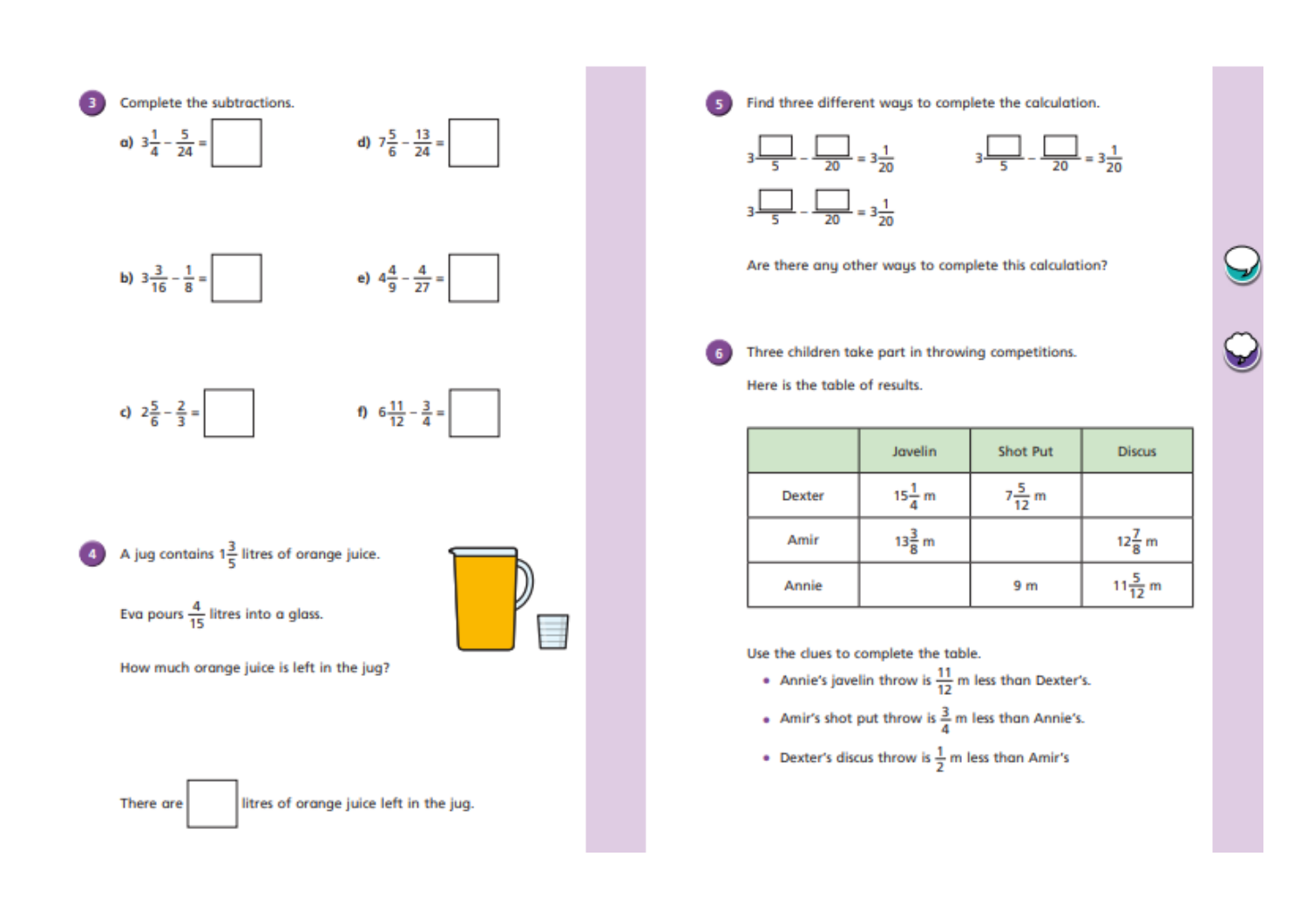**3** Complete the subtractions.

a) $3\frac{1}{4} - \frac{5}{24} = \square$

b) $3\frac{3}{16} - \frac{1}{8} = \square$

c) $2\frac{5}{6} - \frac{2}{3} = \square$

d) $7\frac{5}{6} - \frac{13}{24} = \square$

e) $4\frac{4}{9} - \frac{4}{27} = \square$

f) $6\frac{11}{12} - \frac{3}{4} = \square$

**4** A jug contains $1\frac{3}{5}$ litres of orange juice.

Eva pours $\frac{4}{15}$ litres into a glass.

How much orange juice is left in the jug?

There are $\square$ litres of orange juice left in the jug.

**5** Find three different ways to complete the calculation.

$3\frac{\square}{5} - \frac{\square}{20} = 3\frac{1}{20}$

$3\frac{\square}{5} - \frac{\square}{20} = 3\frac{1}{20}$

$3\frac{\square}{5} - \frac{\square}{20} = 3\frac{1}{20}$

Are there any other ways to complete this calculation?

**6** Three children take part in throwing competitions.

Here is the table of results.

| | Javelin | Shot Put | Discus |
|---|---|---|---|
| Dexter | $15\frac{1}{4}$ m | $7\frac{5}{12}$ m | |
| Amir | $13\frac{3}{8}$ m | | $12\frac{7}{8}$ m |
| Annie | | 9 m | $11\frac{5}{12}$ m |

Use the clues to complete the table.

- Annie's javelin throw is $\frac{11}{12}$ m less than Dexter's.
- Amir's shot put throw is $\frac{3}{4}$ m less than Annie's.
- Dexter's discus throw is $\frac{1}{2}$ m less than Amir's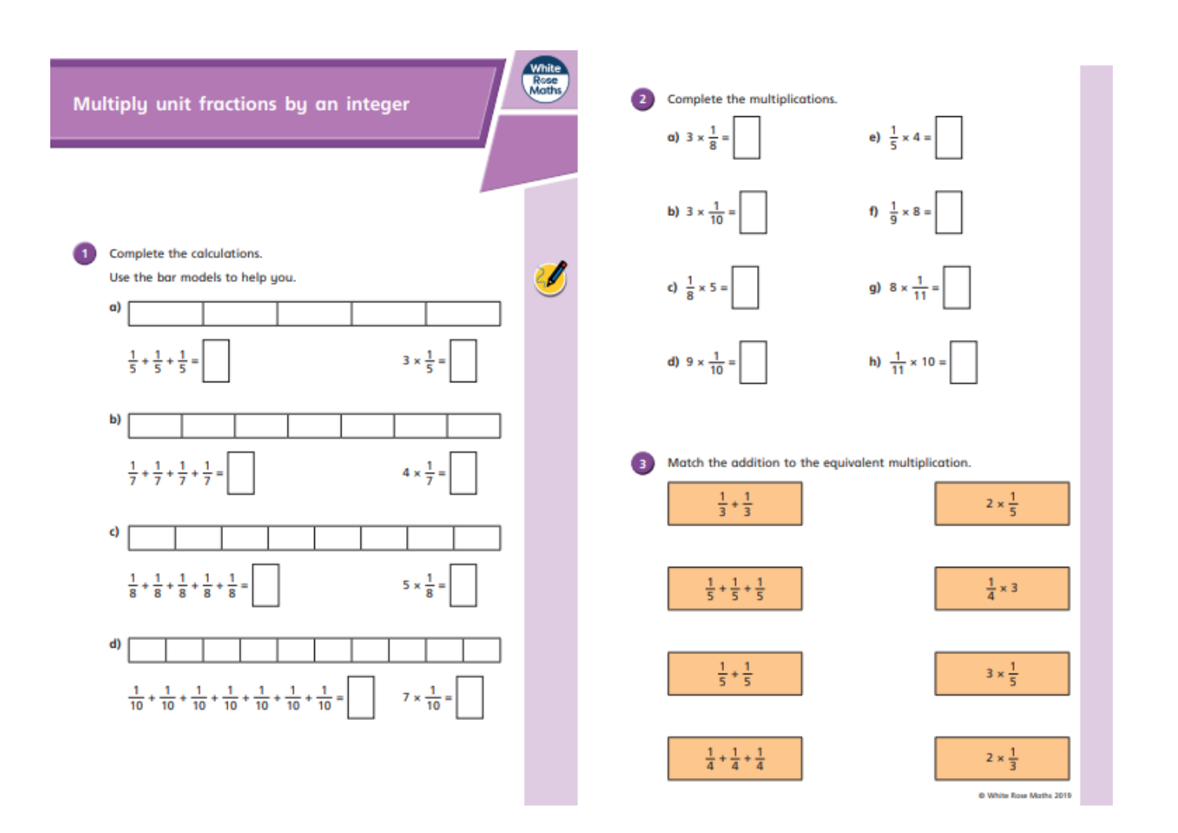# Multiply unit fractions by an integer

**1** Complete the calculations.

Use the bar models to help you.

a)

$\frac{1}{5} + \frac{1}{5} + \frac{1}{5} = \square$  $3 \times \frac{1}{5} = \square$

b)

$\frac{1}{7} + \frac{1}{7} + \frac{1}{7} + \frac{1}{7} = \square$  $4 \times \frac{1}{7} = \square$

c)

$\frac{1}{8} + \frac{1}{8} + \frac{1}{8} + \frac{1}{8} + \frac{1}{8} = \square$  $5 \times \frac{1}{8} = \square$

d)

$\frac{1}{10} + \frac{1}{10} + \frac{1}{10} + \frac{1}{10} + \frac{1}{10} + \frac{1}{10} + \frac{1}{10} = \square$  $7 \times \frac{1}{10} = \square$

**2** Complete the multiplications.

a) $3 \times \frac{1}{8} = \square$

b) $3 \times \frac{1}{10} = \square$

c) $\frac{1}{8} \times 5 = \square$

d) $9 \times \frac{1}{10} = \square$

e) $\frac{1}{5} \times 4 = \square$

f) $\frac{1}{9} \times 8 = \square$

g) $8 \times \frac{1}{11} = \square$

h) $\frac{1}{11} \times 10 = \square$

**3** Match the addition to the equivalent multiplication.

| Addition | Multiplication |
| --- | --- |
| $\frac{1}{3} + \frac{1}{3}$ | $2 \times \frac{1}{5}$ |
| $\frac{1}{5} + \frac{1}{5} + \frac{1}{5}$ | $\frac{1}{4} \times 3$ |
| $\frac{1}{5} + \frac{1}{5}$ | $3 \times \frac{1}{5}$ |
| $\frac{1}{4} + \frac{1}{4} + \frac{1}{4}$ | $2 \times \frac{1}{3}$ |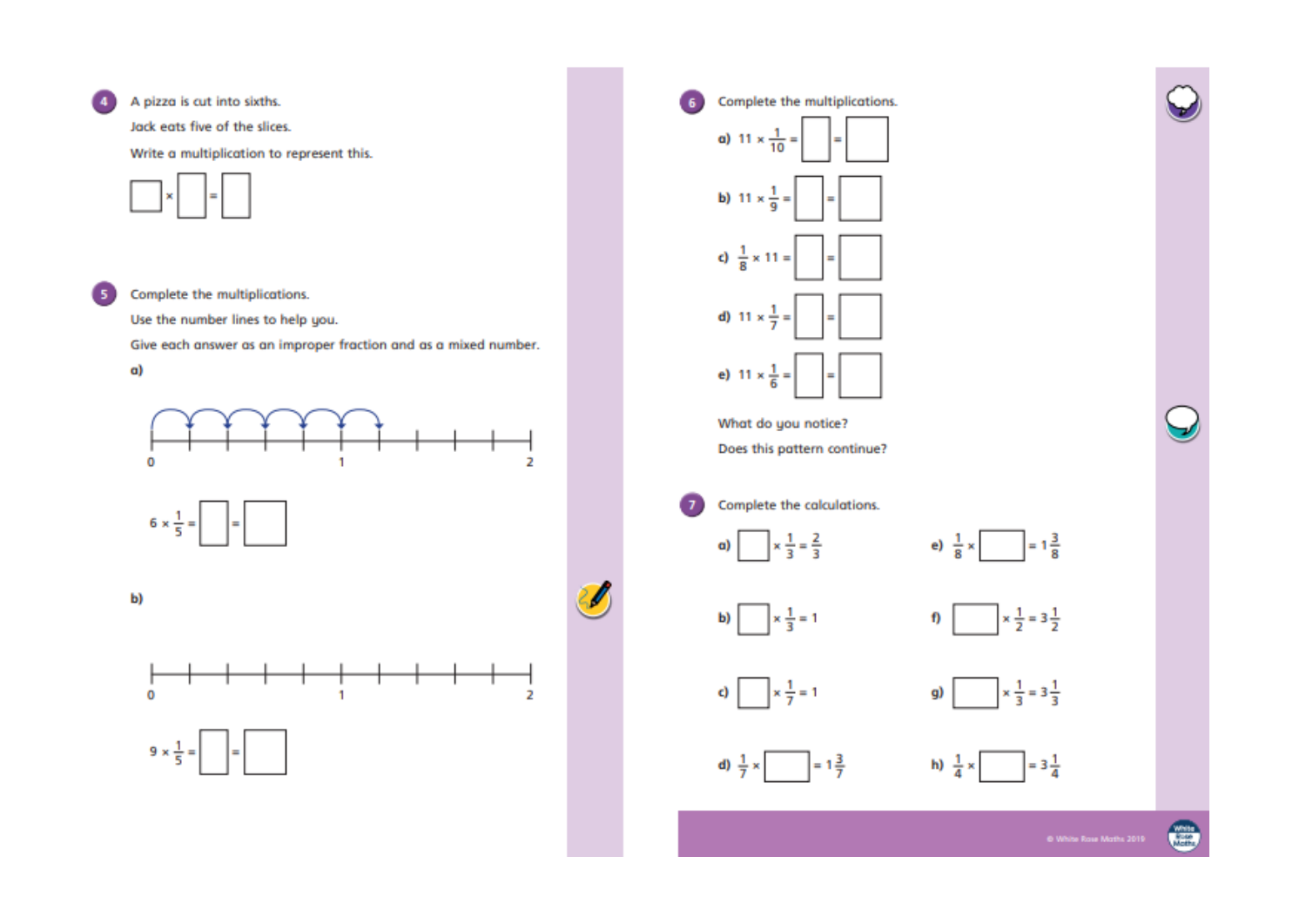4. A pizza is cut into sixths.

Jack eats five of the slices.

Write a multiplication to represent this.

☐ × ☐ = ☐

5. Complete the multiplications.

Use the number lines to help you.

Give each answer as an improper fraction and as a mixed number.

a)

0 — 1 — 2

$6 \times \frac{1}{5} =$ ☐ = ☐

b)

0 — 1 — 2

$9 \times \frac{1}{5} =$ ☐ = ☐

6. Complete the multiplications.

a) $11 \times \frac{1}{10} =$ ☐ = ☐

b) $11 \times \frac{1}{9} =$ ☐ = ☐

c) $\frac{1}{8} \times 11 =$ ☐ = ☐

d) $11 \times \frac{1}{7} =$ ☐ = ☐

e) $11 \times \frac{1}{6} =$ ☐ = ☐

What do you notice?

Does this pattern continue?

7. Complete the calculations.

a) ☐ $\times \frac{1}{3} = \frac{2}{3}$

b) ☐ $\times \frac{1}{3} = 1$

c) ☐ $\times \frac{1}{7} = 1$

d) $\frac{1}{7} \times$ ☐ $= 1\frac{3}{7}$

e) $\frac{1}{8} \times$ ☐ $= 1\frac{3}{8}$

f) ☐ $\times \frac{1}{2} = 3\frac{1}{2}$

g) ☐ $\times \frac{1}{3} = 3\frac{1}{3}$

h) $\frac{1}{4} \times$ ☐ $= 3\frac{1}{4}$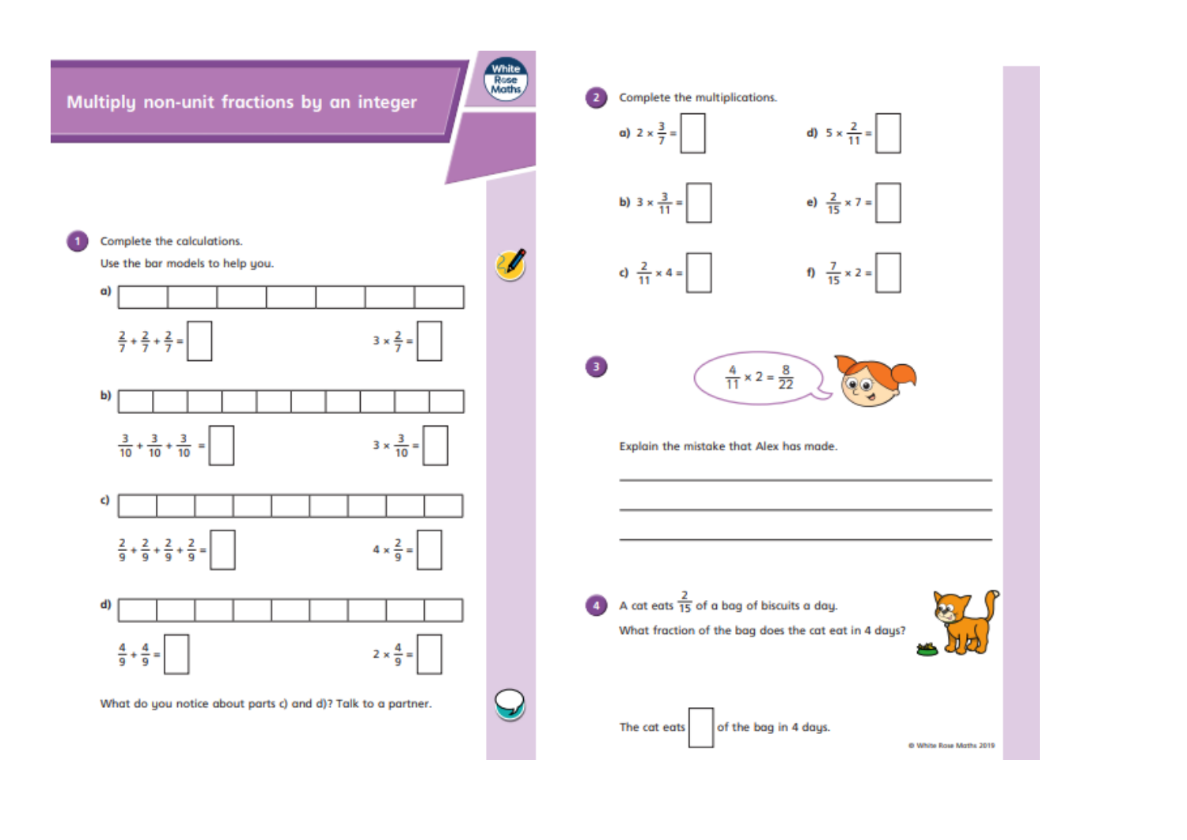# Multiply non-unit fractions by an integer

**1** Complete the calculations.

Use the bar models to help you.

**a)**

$\frac{2}{7} + \frac{2}{7} + \frac{2}{7} = \square$ $\quad 3 \times \frac{2}{7} = \square$

**b)**

$\frac{3}{10} + \frac{3}{10} + \frac{3}{10} = \square$ $\quad 3 \times \frac{3}{10} = \square$

**c)**

$\frac{2}{9} + \frac{2}{9} + \frac{2}{9} + \frac{2}{9} = \square$ $\quad 4 \times \frac{2}{9} = \square$

**d)**

$\frac{4}{9} + \frac{4}{9} = \square$ $\quad 2 \times \frac{4}{9} = \square$

What do you notice about parts c) and d)? Talk to a partner.

**2** Complete the multiplications.

a) $2 \times \frac{3}{7} = \square$

b) $3 \times \frac{3}{11} = \square$

c) $\frac{2}{11} \times 4 = \square$

d) $5 \times \frac{2}{11} = \square$

e) $\frac{2}{15} \times 7 = \square$

f) $\frac{7}{15} \times 2 = \square$

**3**

$\frac{4}{11} \times 2 = \frac{8}{22}$

Explain the mistake that Alex has made.

_______________________________________________

_______________________________________________

_______________________________________________

**4** A cat eats $\frac{2}{15}$ of a bag of biscuits a day.

What fraction of the bag does the cat eat in 4 days?

The cat eats $\square$ of the bag in 4 days.

© White Rose Maths 2019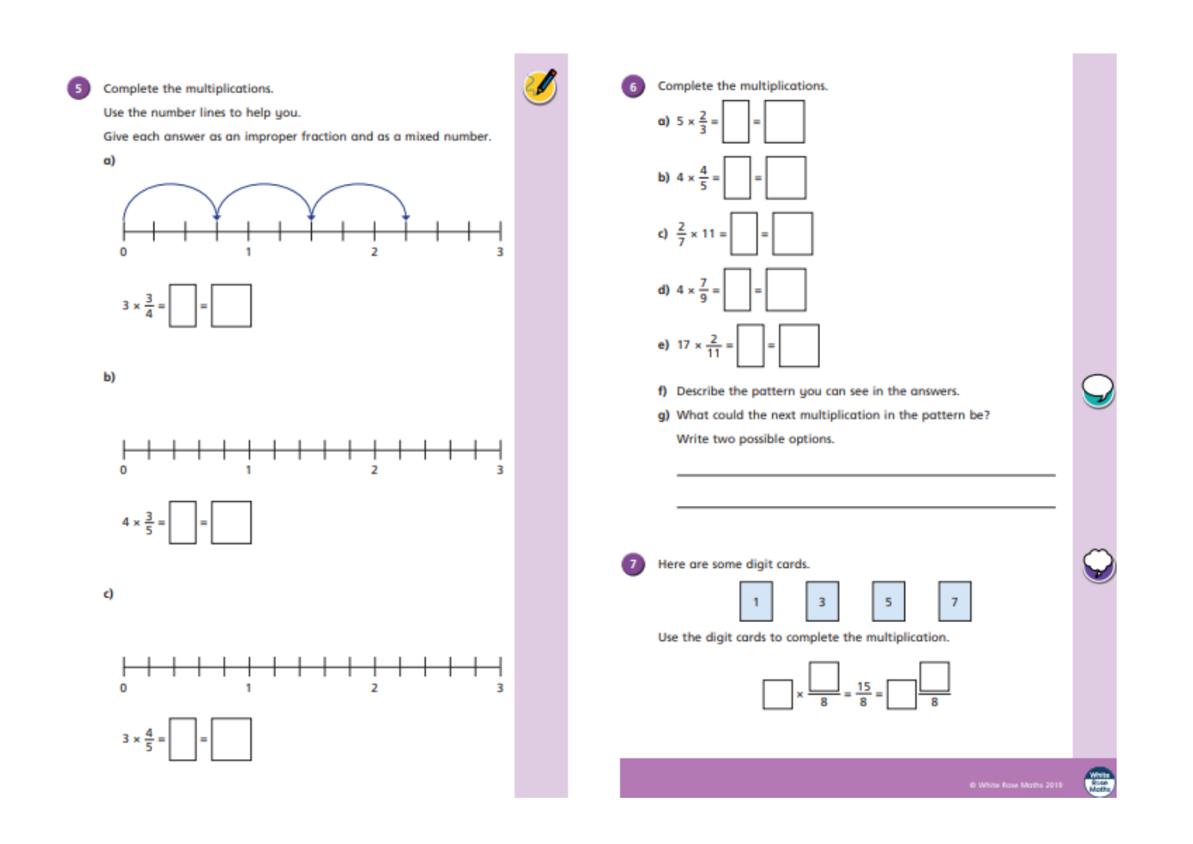**5** Complete the multiplications.

Use the number lines to help you.

Give each answer as an improper fraction and as a mixed number.

a)

0 1 2 3

$3 \times \frac{3}{4} = \square = \square$

b)

0 1 2 3

$4 \times \frac{3}{5} = \square = \square$

c)

0 1 2 3

$3 \times \frac{4}{5} = \square = \square$

**6** Complete the multiplications.

a) $5 \times \frac{2}{3} = \square = \square$

b) $4 \times \frac{4}{5} = \square = \square$

c) $\frac{2}{7} \times 11 = \square = \square$

d) $4 \times \frac{7}{9} = \square = \square$

e) $17 \times \frac{2}{11} = \square = \square$

f) Describe the pattern you can see in the answers.

g) What could the next multiplication in the pattern be?

Write two possible options.

______________________________

______________________________

**7** Here are some digit cards.

| 1 | 3 | 5 | 7 |
|---|---|---|---|

Use the digit cards to complete the multiplication.

$\square \times \frac{\square}{8} = \frac{15}{8} = \square \frac{\square}{8}$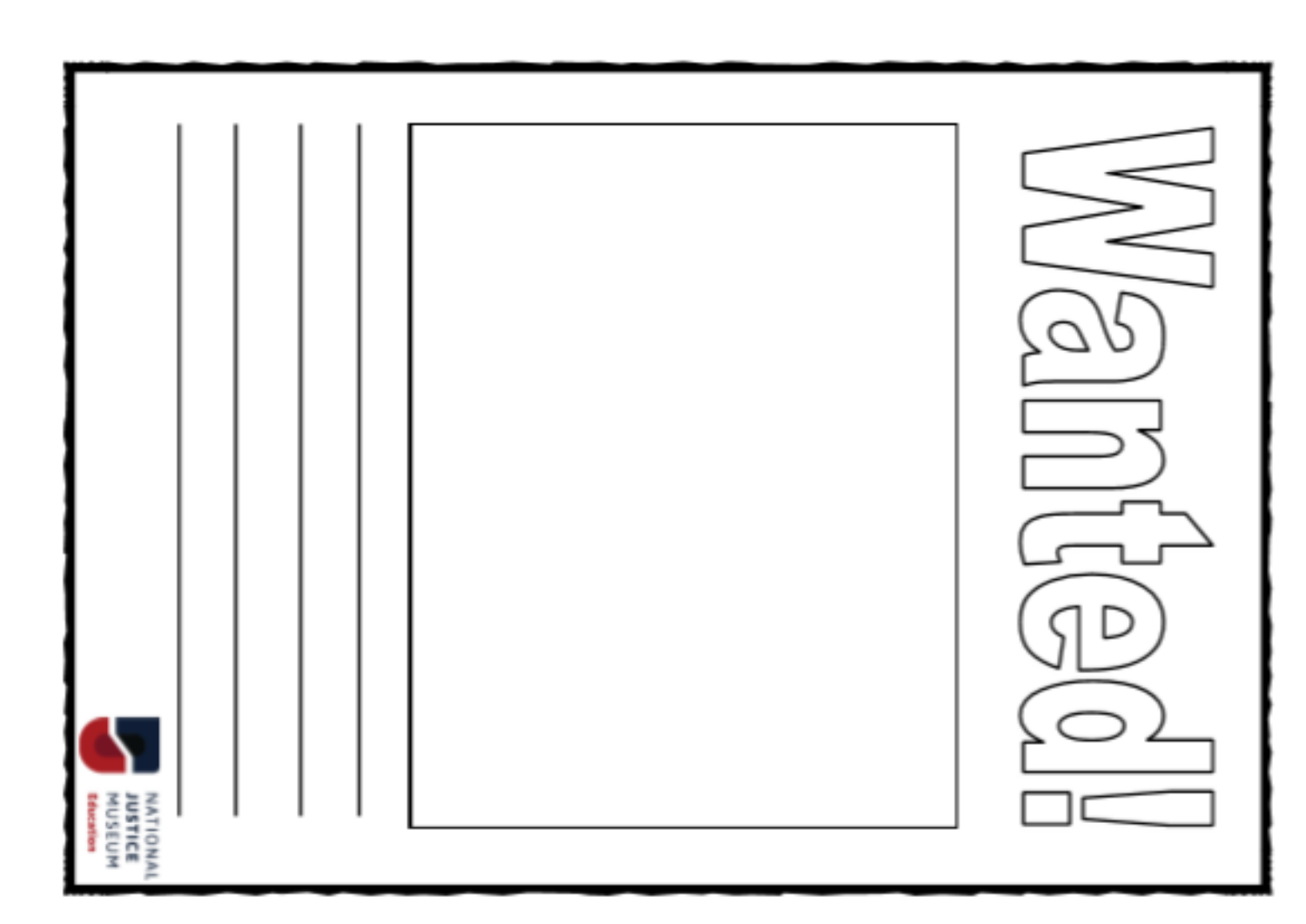# Wanted!

NATIONAL JUSTICE MUSEUM Education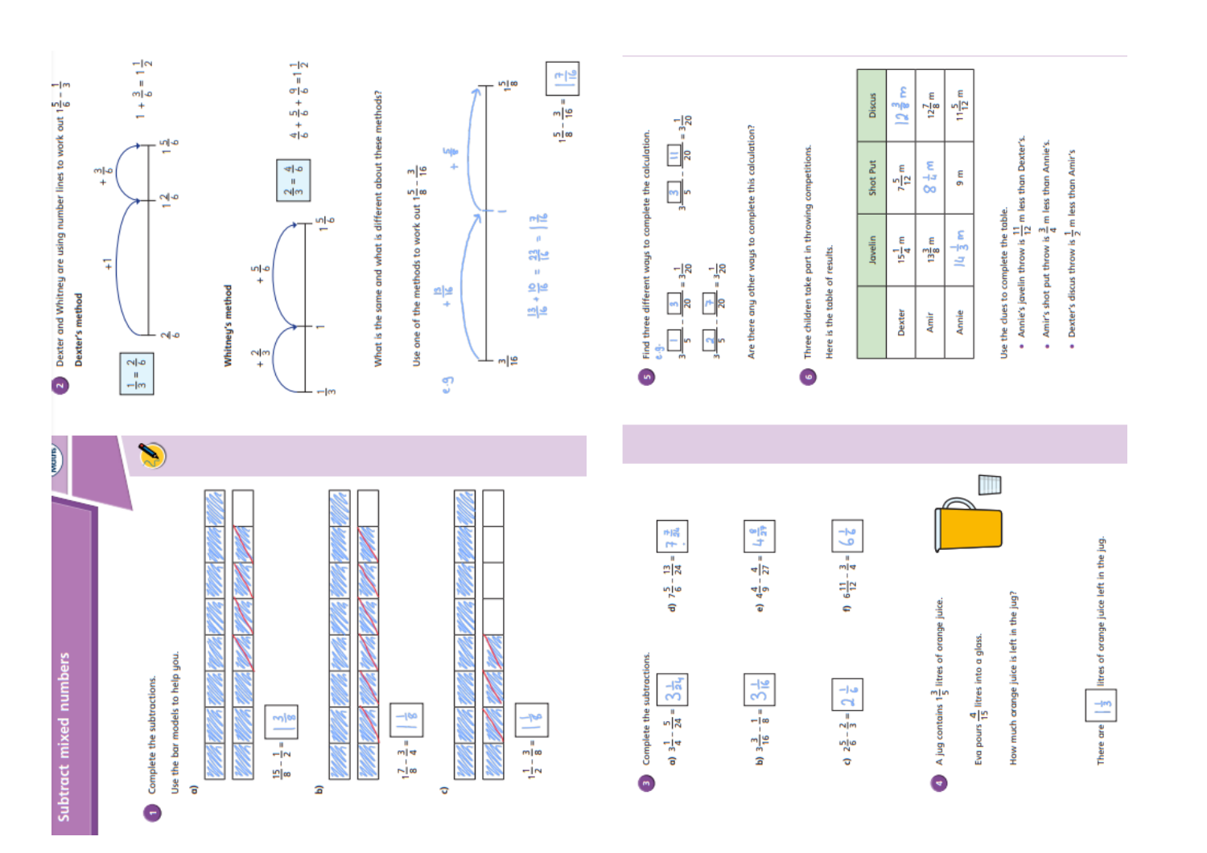# Subtract mixed numbers

**1** Complete the subtractions.

Use the bar models to help you.

a) $\frac{15}{8} - \frac{1}{2} = \boxed{1\frac{3}{8}}$

b) $1\frac{7}{8} - \frac{3}{4} = \boxed{1\frac{1}{8}}$

c) $1\frac{1}{2} - \frac{3}{8} = \boxed{1\frac{1}{8}}$

**2** Dexter and Whitney are using number lines to work out $1\frac{5}{6} - \frac{1}{3}$

**Dexter's method**

$\frac{1}{3} = \boxed{\frac{2}{6}}$

Number line: $\frac{2}{6}$ → +1 → $1\frac{2}{6}$ → $+\frac{3}{6}$ → $1\frac{5}{6}$

$1 + \frac{3}{6} = 1\frac{1}{2}$

**Whitney's method**

$\frac{2}{3} = \boxed{\frac{4}{6}}$

Number line: $\frac{1}{3}$ → $+\frac{2}{3}$ → 1 → $+\frac{5}{6}$ → $1\frac{5}{6}$

$\frac{4}{6} + \frac{5}{6} = \frac{9}{6} = 1\frac{1}{2}$

What is the same and what is different about these methods?

Use one of the methods to work out $1\frac{5}{8} - \frac{3}{16}$

e.g. Number line: $\frac{3}{16}$ → $+\frac{13}{16}$ → 1 → $+\frac{5}{8}$ → $1\frac{5}{8}$

$\frac{13}{16} + \frac{10}{16} = \frac{23}{16} = 1\frac{7}{16}$

$1\frac{5}{8} - \frac{3}{16} = \boxed{1\frac{7}{16}}$

**3** Complete the subtractions.

a) $3\frac{1}{4} - \frac{5}{24} = \boxed{3\frac{1}{24}}$

b) $3\frac{3}{16} - \frac{1}{8} = \boxed{3\frac{1}{16}}$

c) $2\frac{5}{6} - \frac{2}{3} = \boxed{2\frac{1}{6}}$

d) $7\frac{5}{6} - \frac{13}{24} = \boxed{7\frac{7}{24}}$

e) $4\frac{4}{9} - \frac{4}{27} = \boxed{4\frac{8}{27}}$

f) $6\frac{11}{12} - \frac{3}{4} = \boxed{6\frac{2}{12}}$

**4** A jug contains $1\frac{3}{5}$ litres of orange juice.

Eva pours $\frac{4}{15}$ litres into a glass.

How much orange juice is left in the jug?

There are $\boxed{1\frac{1}{3}}$ litres of orange juice left in the jug.

**5** Find three different ways to complete the calculation.

e.g.

$3\frac{\boxed{1}}{5} - \frac{\boxed{3}}{20} = 3\frac{1}{20}$

$3\frac{\boxed{2}}{5} - \frac{\boxed{7}}{20} = 3\frac{1}{20}$

$3\frac{\boxed{3}}{5} - \frac{\boxed{11}}{20} = 3\frac{1}{20}$

Are there any other ways to complete this calculation?

**6** Three children take part in throwing competitions.

Here is the table of results.

| | Javelin | Shot Put | Discus |
|---|---|---|---|
| Dexter | $15\frac{1}{4}$ m | $7\frac{5}{12}$ m | $12\frac{3}{8}$ m |
| Amir | $13\frac{3}{8}$ m | $8\frac{1}{6}$ m | $12\frac{7}{8}$ m |
| Annie | $14\frac{1}{3}$ m | 9 m | $11\frac{5}{12}$ m |

Use the clues to complete the table.

- Annie's javelin throw is $\frac{11}{12}$ m less than Dexter's.
- Amir's shot put throw is $\frac{3}{4}$ m less than Annie's.
- Dexter's discus throw is $\frac{1}{2}$ m less than Amir's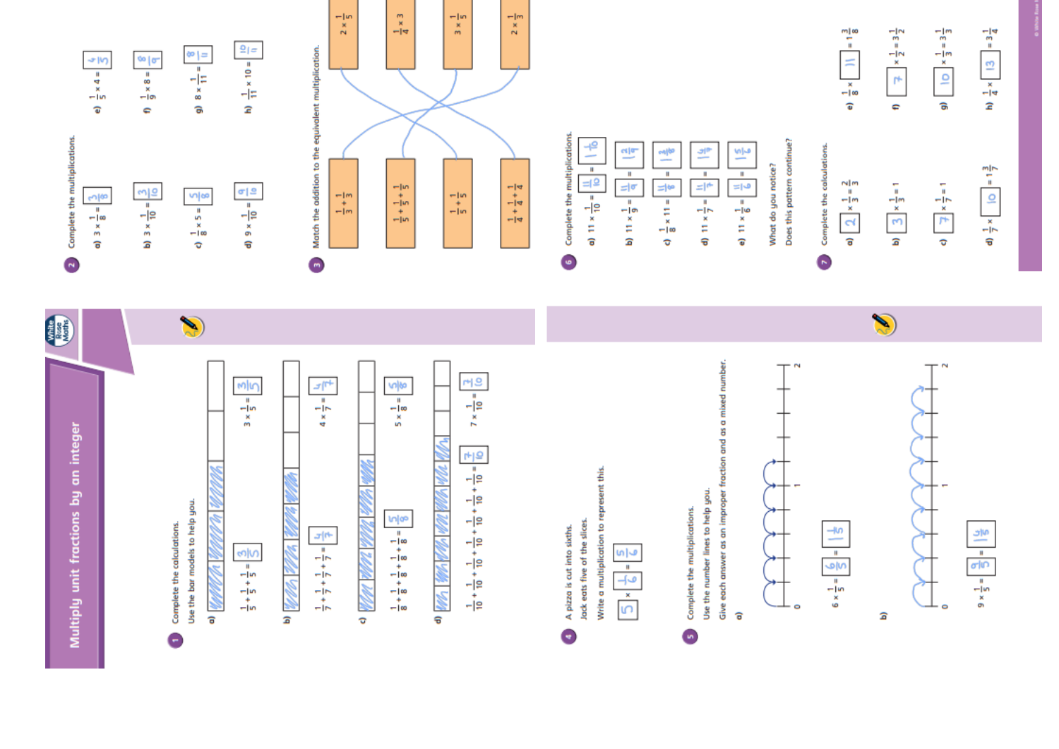# Multiply unit fractions by an integer

**1** Complete the calculations.

Use the bar models to help you.

a) $\frac{1}{5} + \frac{1}{5} + \frac{1}{5} = \frac{3}{5}$ $\qquad 3 \times \frac{1}{5} = \frac{3}{5}$

b) $\frac{1}{7} + \frac{1}{7} + \frac{1}{7} + \frac{1}{7} = \frac{4}{7}$ $\qquad 4 \times \frac{1}{7} = \frac{4}{7}$

c) $\frac{1}{8} + \frac{1}{8} + \frac{1}{8} + \frac{1}{8} + \frac{1}{8} = \frac{5}{8}$ $\qquad 5 \times \frac{1}{8} = \frac{5}{8}$

d) $\frac{1}{10} + \frac{1}{10} + \frac{1}{10} + \frac{1}{10} + \frac{1}{10} + \frac{1}{10} + \frac{1}{10} = \frac{7}{10}$ $\qquad 7 \times \frac{1}{10} = \frac{7}{10}$

**2** Complete the multiplications.

a) $3 \times \frac{1}{8} = \frac{3}{8}$

b) $3 \times \frac{1}{10} = \frac{3}{10}$

c) $\frac{1}{8} \times 5 = \frac{5}{8}$

d) $9 \times \frac{1}{10} = \frac{9}{10}$

e) $\frac{1}{5} \times 4 = \frac{4}{5}$

f) $\frac{1}{9} \times 8 = \frac{8}{9}$

g) $8 \times \frac{1}{11} = \frac{8}{11}$

h) $\frac{1}{11} \times 10 = \frac{10}{11}$

**3** Match the addition to the equivalent multiplication.

| Addition | Multiplication |
|---|---|
| $\frac{1}{3} + \frac{1}{3}$ | $2 \times \frac{1}{3}$ |
| $\frac{1}{5} + \frac{1}{5} + \frac{1}{5}$ | $3 \times \frac{1}{5}$ |
| $\frac{1}{5} + \frac{1}{5}$ | $2 \times \frac{1}{5}$ |
| $\frac{1}{4} + \frac{1}{4} + \frac{1}{4}$ | $\frac{1}{4} \times 3$ |

**4** A pizza is cut into sixths.

Jack eats five of the slices.

Write a multiplication to represent this.

$5 \times \frac{1}{6} = \frac{5}{6}$

**5** Complete the multiplications.

Use the number lines to help you.

Give each answer as an improper fraction and as a mixed number.

a) $6 \times \frac{1}{5} = \frac{6}{5} = 1\frac{1}{5}$

b) $9 \times \frac{1}{5} = \frac{9}{5} = 1\frac{4}{5}$

**6** Complete the multiplications.

a) $11 \times \frac{1}{10} = \frac{11}{10} = 1\frac{1}{10}$

b) $11 \times \frac{1}{9} = \frac{11}{9} = 1\frac{2}{9}$

c) $\frac{1}{8} \times 11 = \frac{11}{8} = 1\frac{3}{8}$

d) $11 \times \frac{1}{7} = \frac{11}{7} = 1\frac{4}{7}$

e) $11 \times \frac{1}{6} = \frac{11}{6} = 1\frac{5}{6}$

What do you notice?

Does this pattern continue?

**7** Complete the calculations.

a) $2 \times \frac{1}{3} = \frac{2}{3}$

b) $3 \times \frac{1}{3} = 1$

c) $7 \times \frac{1}{7} = 1$

d) $\frac{1}{7} \times 10 = 1\frac{3}{7}$

e) $\frac{1}{8} \times 11 = 1\frac{3}{8}$

f) $7 \times \frac{1}{2} = 3\frac{1}{2}$

g) $10 \times \frac{1}{3} = 3\frac{1}{3}$

h) $\frac{1}{4} \times 13 = 3\frac{1}{4}$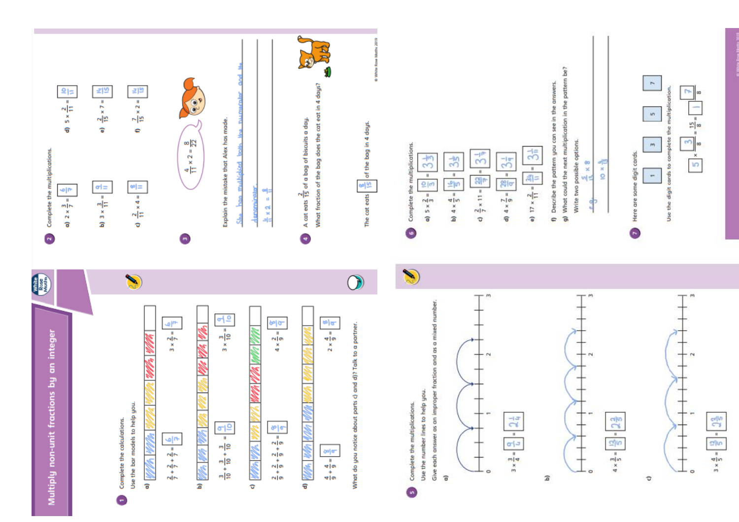# Multiply non-unit fractions by an integer

**1** Complete the calculations.

Use the bar models to help you.

a) $\frac{2}{7} + \frac{2}{7} + \frac{2}{7} = \frac{6}{7}$ $\quad 3 \times \frac{2}{7} = \frac{6}{7}$

b) $\frac{3}{10} + \frac{3}{10} + \frac{3}{10} = \frac{9}{10}$ $\quad 3 \times \frac{3}{10} = \frac{9}{10}$

c) $\frac{2}{9} + \frac{2}{9} + \frac{2}{9} + \frac{2}{9} = \frac{8}{9}$ $\quad 4 \times \frac{2}{9} = \frac{8}{9}$

d) $\frac{4}{9} + \frac{4}{9} = \frac{8}{9}$ $\quad 2 \times \frac{4}{9} = \frac{8}{9}$

What do you notice about parts c) and d)? Talk to a partner.

**2** Complete the multiplications.

a) $2 \times \frac{3}{7} = \frac{6}{7}$

b) $3 \times \frac{3}{11} = \frac{9}{11}$

c) $\frac{2}{11} \times 4 = \frac{8}{11}$

d) $5 \times \frac{2}{11} = \frac{10}{11}$

e) $\frac{2}{15} \times 7 = \frac{14}{15}$

f) $\frac{7}{15} \times 2 = \frac{14}{15}$

**3** $\frac{4}{11} \times 2 = \frac{8}{22}$

Explain the mistake that Alex has made.

She has multiplied both the numerator and the denominator.

$\frac{4}{11} \times 2 = \frac{8}{11}$

**4** A cat eats $\frac{2}{15}$ of a bag of biscuits a day.

What fraction of the bag does the cat eat in 4 days?

The cat eats $\frac{8}{15}$ of the bag in 4 days.

**5** Complete the multiplications.

Use the number lines to help you.

Give each answer as an improper fraction and as a mixed number.

a) $3 \times \frac{3}{4} = \frac{9}{4} = 2\frac{1}{4}$

0 1 2 3

b) $4 \times \frac{3}{5} = \frac{12}{5} = 2\frac{2}{5}$

0 1 2 3

c) $3 \times \frac{4}{5} = \frac{12}{5} = 2\frac{2}{5}$

0 1 2 3

**6** Complete the multiplications.

a) $5 \times \frac{2}{3} = \frac{10}{3} = 3\frac{1}{3}$

b) $4 \times \frac{4}{5} = \frac{16}{5} = 3\frac{1}{5}$

c) $\frac{2}{7} \times 11 = \frac{22}{7} = 3\frac{1}{7}$

d) $4 \times \frac{7}{9} = \frac{28}{9} = 3\frac{1}{9}$

e) $17 \times \frac{2}{11} = \frac{34}{11} = 3\frac{1}{11}$

f) Describe the pattern you can see in the answers.

g) What could the next multiplication in the pattern be?

Write two possible options.

e.g. $\frac{5}{13} \times 8$

$10 \times \frac{4}{13}$

**7** Here are some digit cards.

1 3 5 7

Use the digit cards to complete the multiplication.

$5 \times \frac{3}{8} = \frac{15}{8} = 1\frac{7}{8}$